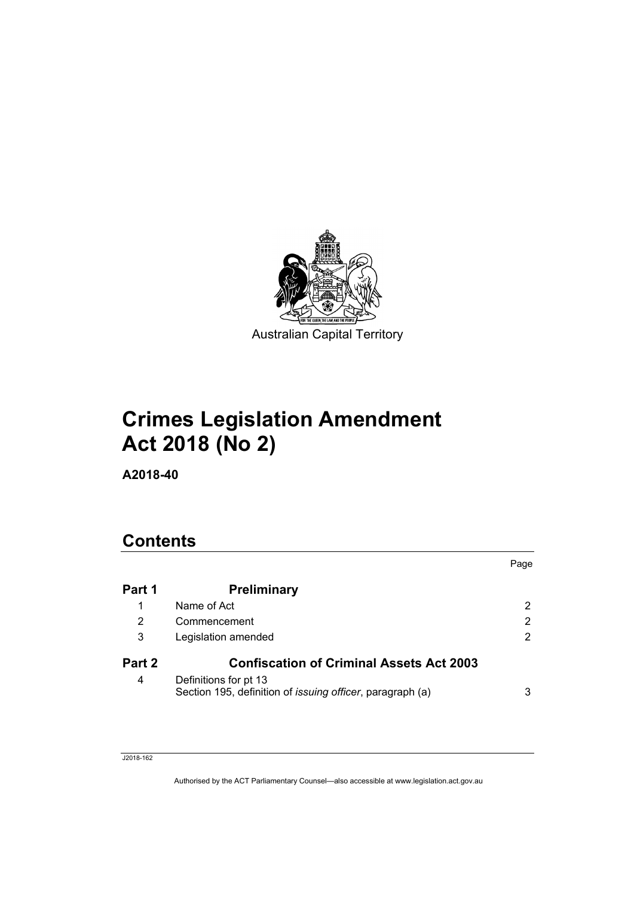Australian Capital Territory

# Crimes Legislation Amendment Act 2018 (No 2)

**A2018-40**

## Contents

| | | Page |
|---|---|---|
| **Part 1** | **Preliminary** | |
| 1 | Name of Act | 2 |
| 2 | Commencement | 2 |
| 3 | Legislation amended | 2 |
| **Part 2** | **Confiscation of Criminal Assets Act 2003** | |
| 4 | Definitions for pt 13<br>Section 195, definition of *issuing officer*, paragraph (a) | 3 |

J2018-162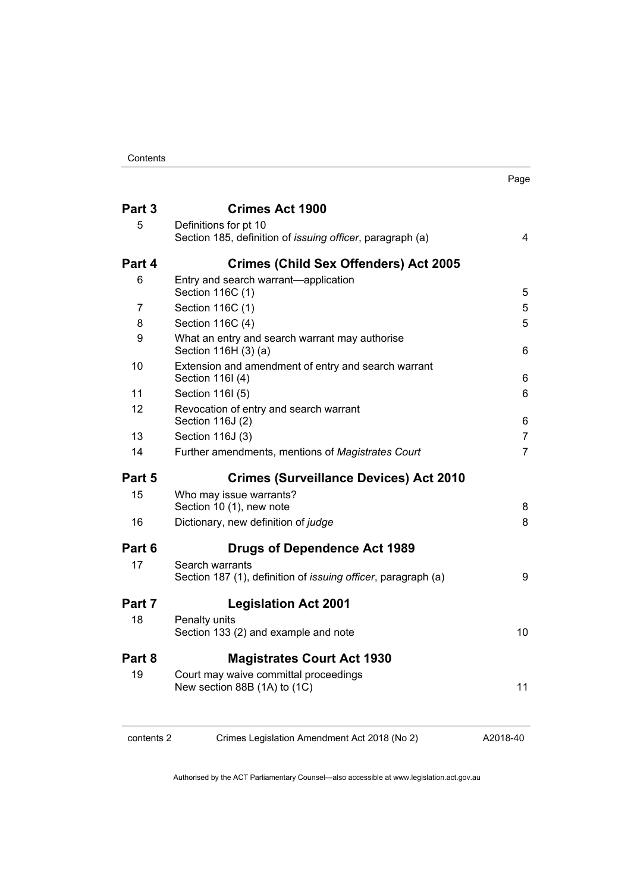| | | Page |
|---|---|---|
| **Part 3** | **Crimes Act 1900** | |
| 5 | Definitions for pt 10<br>Section 185, definition of *issuing officer*, paragraph (a) | 4 |
| **Part 4** | **Crimes (Child Sex Offenders) Act 2005** | |
| 6 | Entry and search warrant—application<br>Section 116C (1) | 5 |
| 7 | Section 116C (1) | 5 |
| 8 | Section 116C (4) | 5 |
| 9 | What an entry and search warrant may authorise<br>Section 116H (3) (a) | 6 |
| 10 | Extension and amendment of entry and search warrant<br>Section 116I (4) | 6 |
| 11 | Section 116I (5) | 6 |
| 12 | Revocation of entry and search warrant<br>Section 116J (2) | 6 |
| 13 | Section 116J (3) | 7 |
| 14 | Further amendments, mentions of *Magistrates Court* | 7 |
| **Part 5** | **Crimes (Surveillance Devices) Act 2010** | |
| 15 | Who may issue warrants?<br>Section 10 (1), new note | 8 |
| 16 | Dictionary, new definition of *judge* | 8 |
| **Part 6** | **Drugs of Dependence Act 1989** | |
| 17 | Search warrants<br>Section 187 (1), definition of *issuing officer*, paragraph (a) | 9 |
| **Part 7** | **Legislation Act 2001** | |
| 18 | Penalty units<br>Section 133 (2) and example and note | 10 |
| **Part 8** | **Magistrates Court Act 1930** | |
| 19 | Court may waive committal proceedings<br>New section 88B (1A) to (1C) | 11 |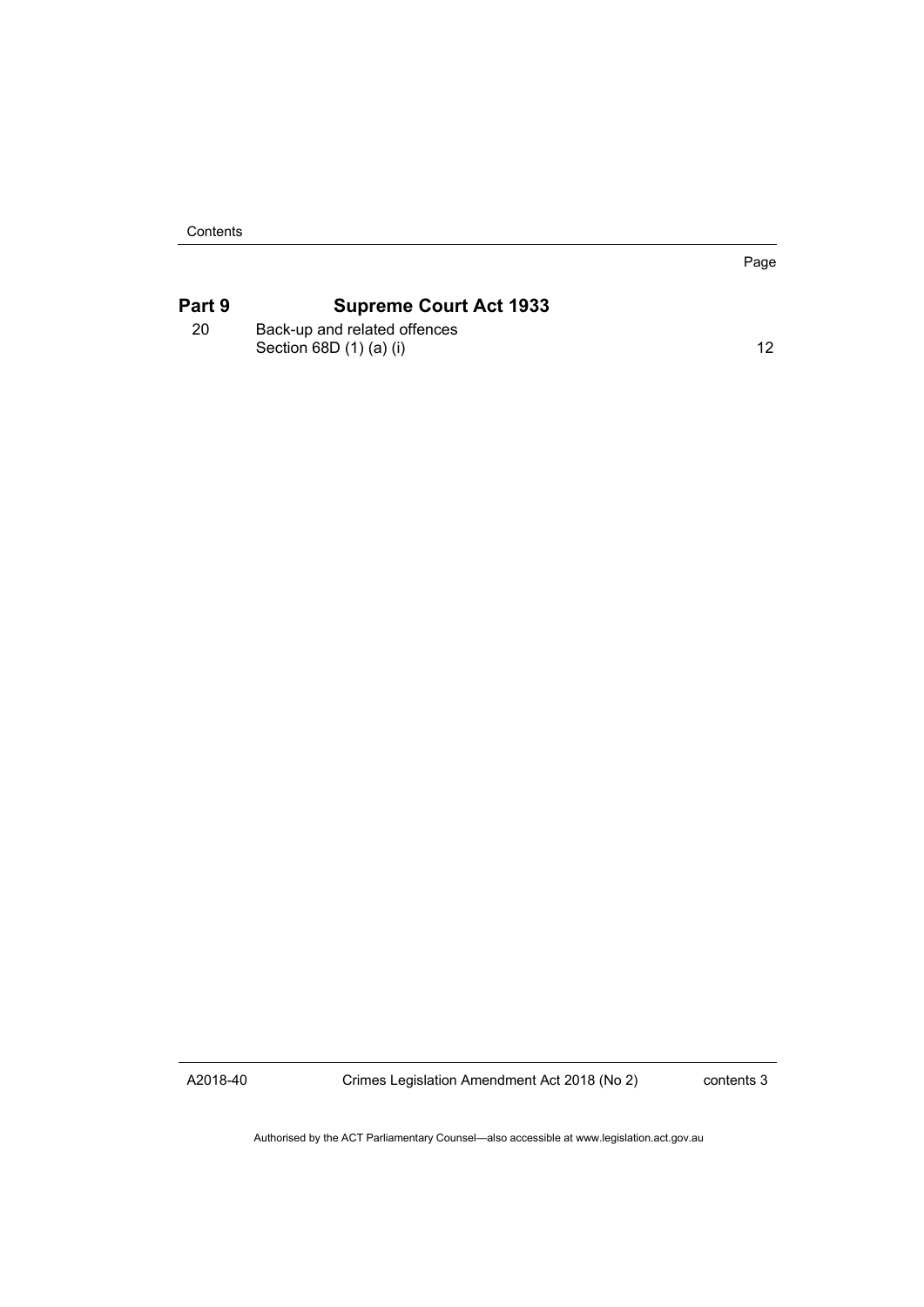| | | Page |
|---|---|---|
| **Part 9** | **Supreme Court Act 1933** | |
| 20 | Back-up and related offences<br>Section 68D (1) (a) (i) | 12 |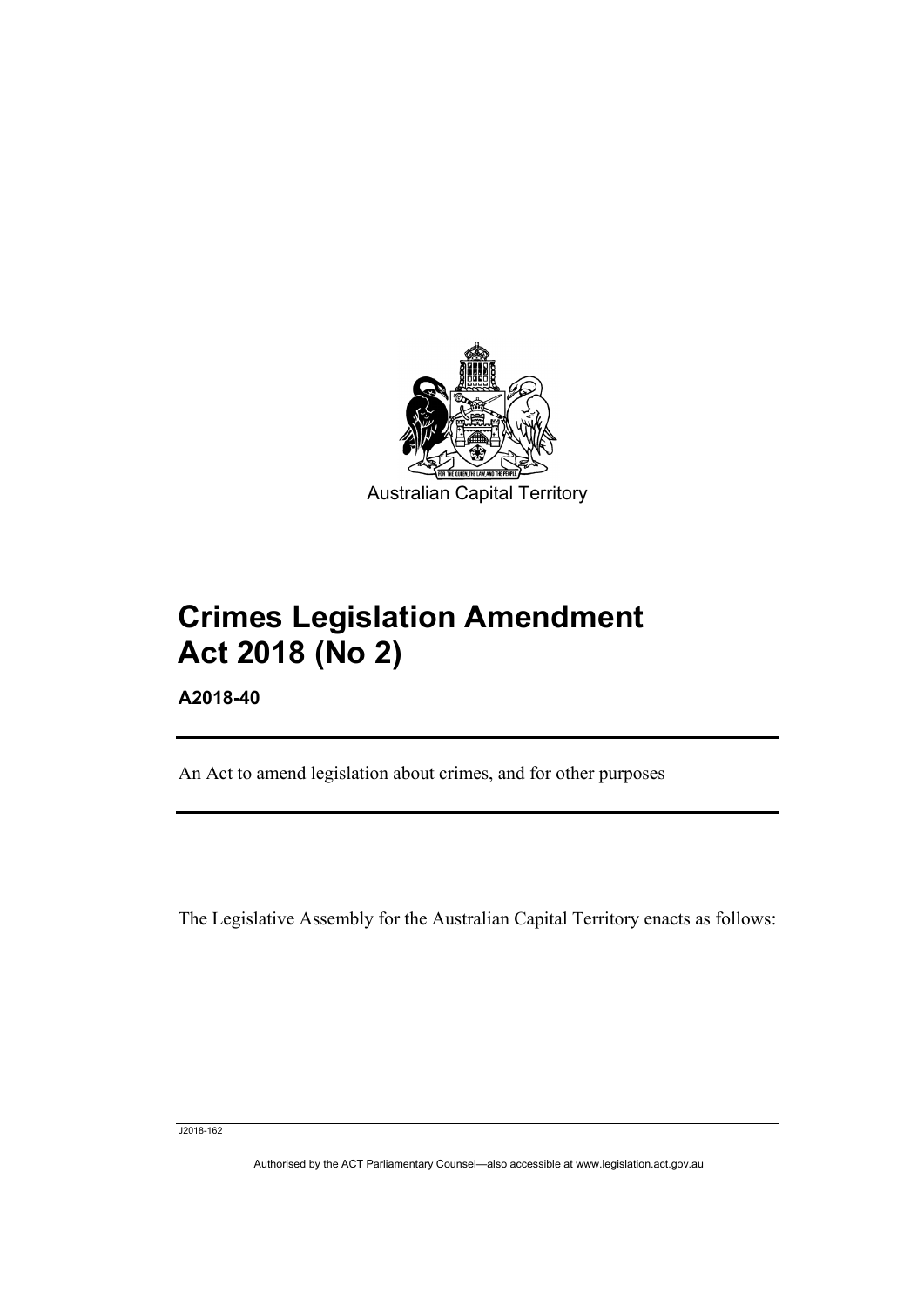Australian Capital Territory

# Crimes Legislation Amendment Act 2018 (No 2)

**A2018-40**

An Act to amend legislation about crimes, and for other purposes

The Legislative Assembly for the Australian Capital Territory enacts as follows:

J2018-162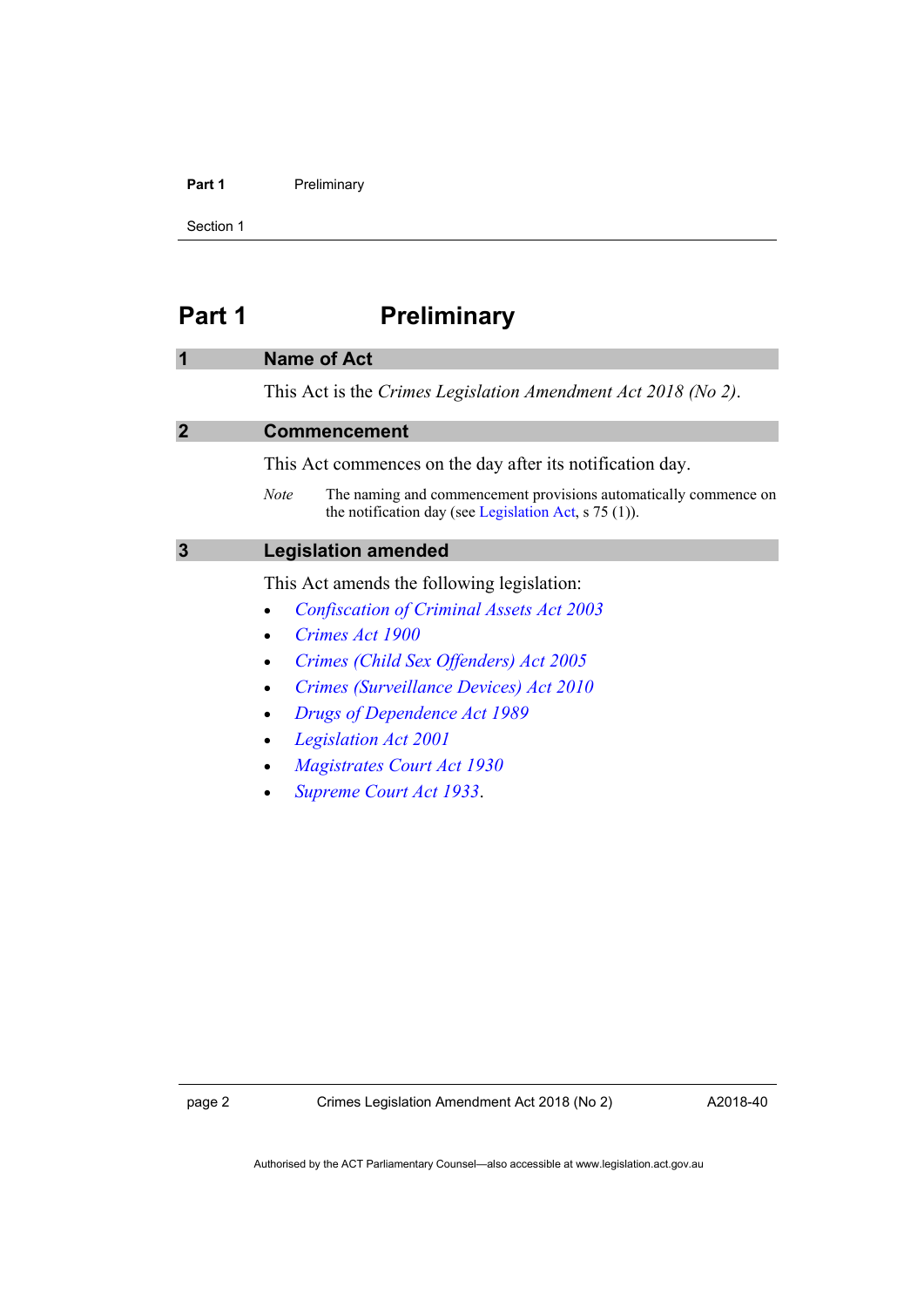# Part 1 Preliminary

## 1 Name of Act

This Act is the *Crimes Legislation Amendment Act 2018 (No 2)*.

## 2 Commencement

This Act commences on the day after its notification day.

*Note* The naming and commencement provisions automatically commence on the notification day (see Legislation Act, s 75 (1)).

## 3 Legislation amended

This Act amends the following legislation:

- *Confiscation of Criminal Assets Act 2003*
- *Crimes Act 1900*
- *Crimes (Child Sex Offenders) Act 2005*
- *Crimes (Surveillance Devices) Act 2010*
- *Drugs of Dependence Act 1989*
- *Legislation Act 2001*
- *Magistrates Court Act 1930*
- *Supreme Court Act 1933*.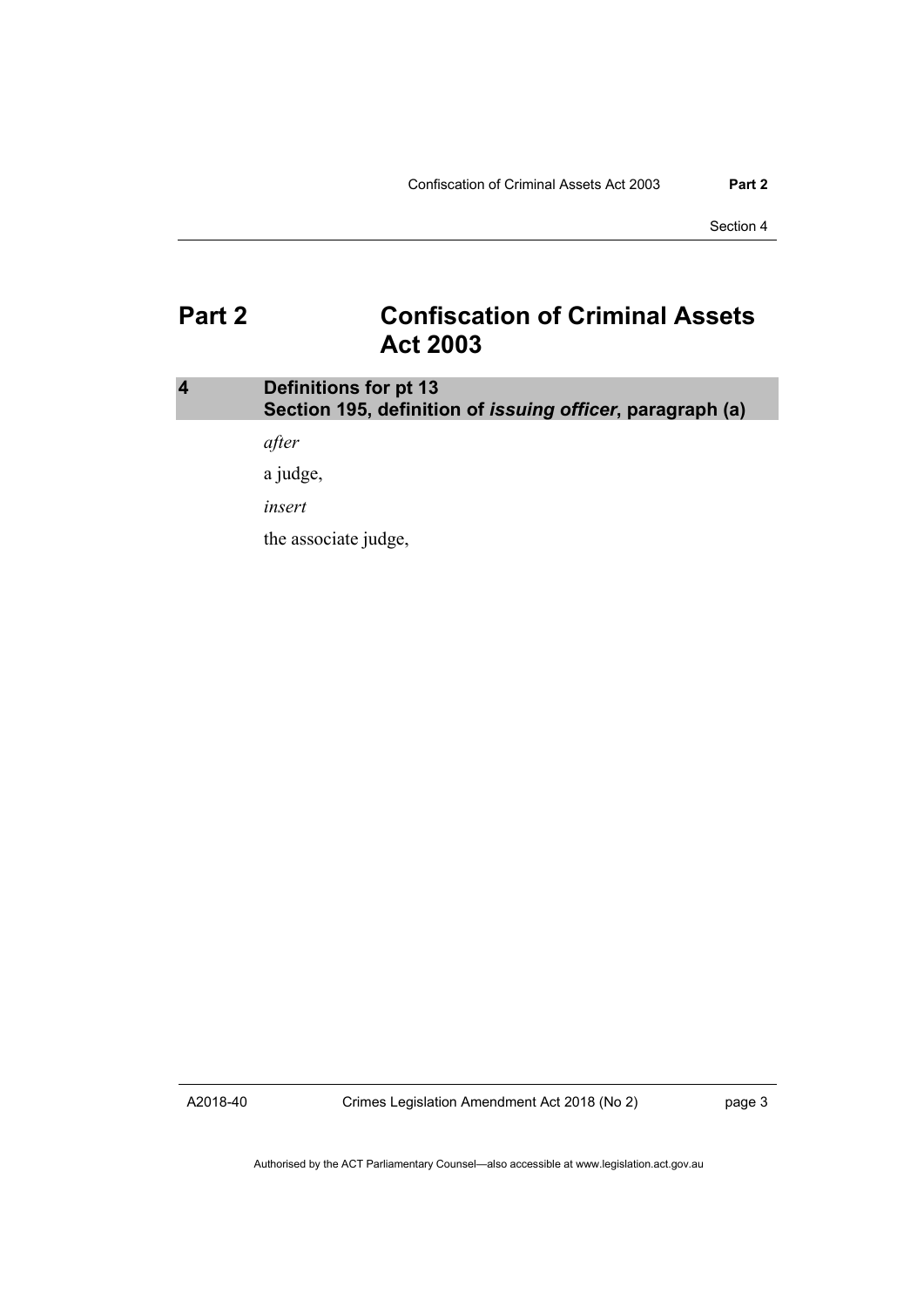# Part 2 Confiscation of Criminal Assets Act 2003

## 4 Definitions for pt 13
## Section 195, definition of ***issuing officer***, paragraph (a)

*after*

a judge,

*insert*

the associate judge,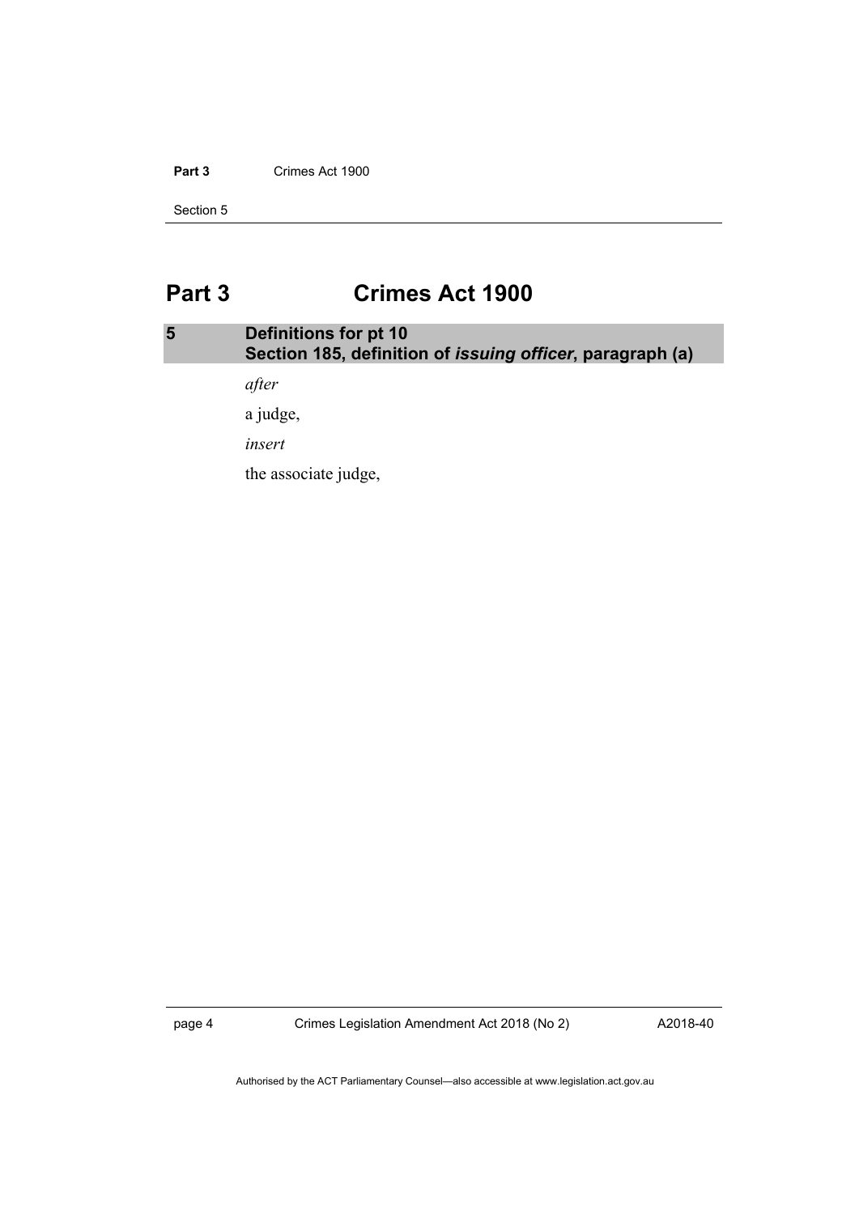# Part 3 Crimes Act 1900

## 5 Definitions for pt 10
## Section 185, definition of *issuing officer*, paragraph (a)

*after*

a judge,

*insert*

the associate judge,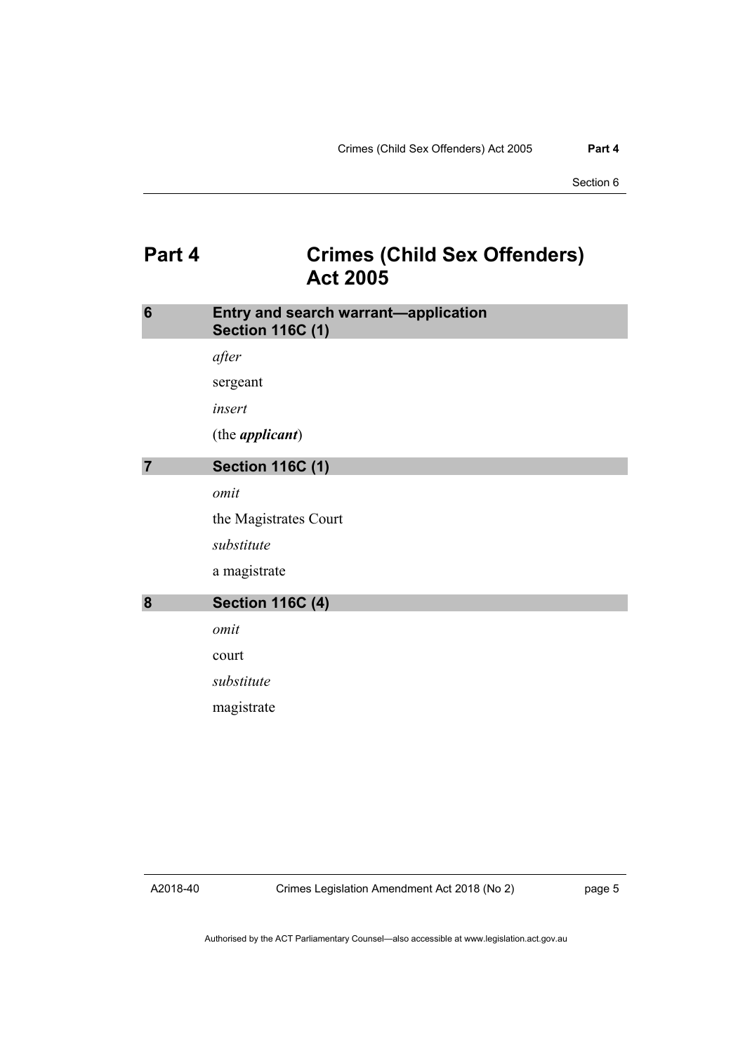# Part 4 Crimes (Child Sex Offenders) Act 2005

## 6 Entry and search warrant—application Section 116C (1)

*after*

sergeant

*insert*

(the ***applicant***)

## 7 Section 116C (1)

*omit*

the Magistrates Court

*substitute*

a magistrate

## 8 Section 116C (4)

*omit*

court

*substitute*

magistrate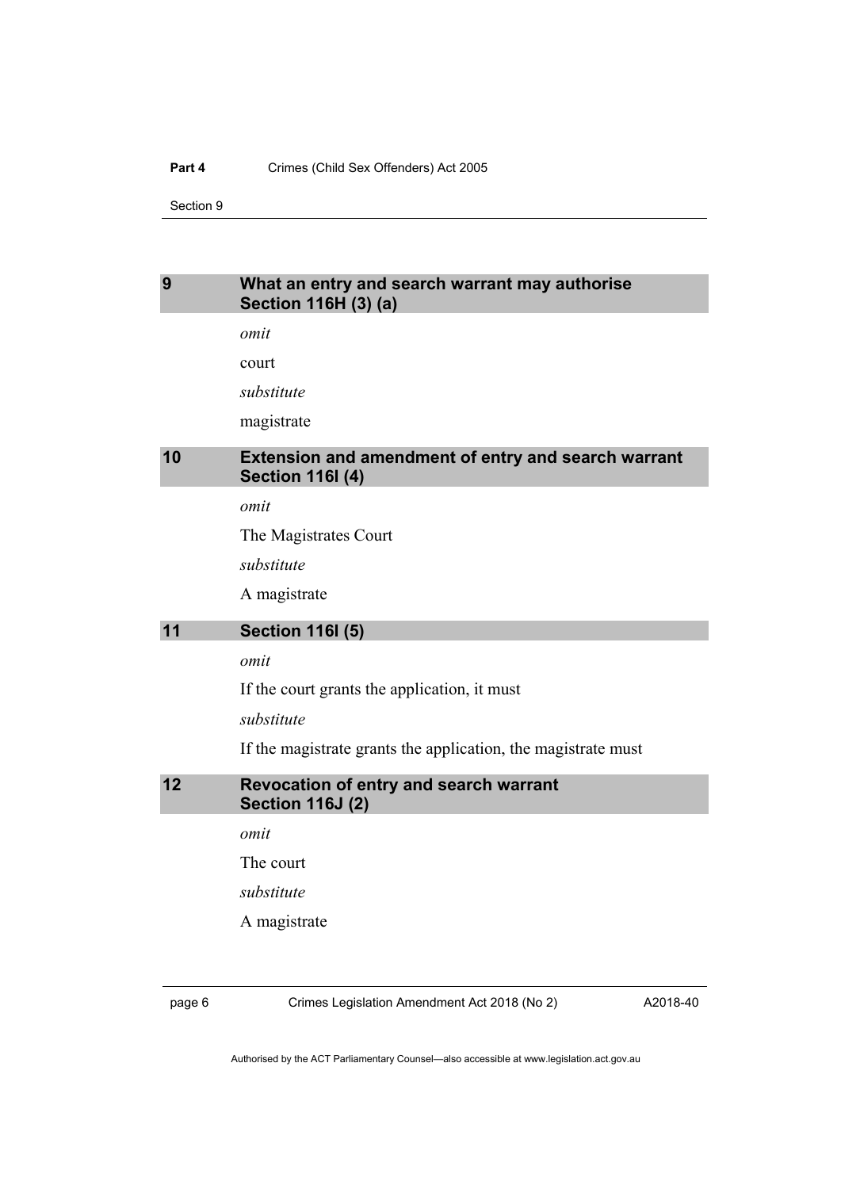## 9 What an entry and search warrant may authorise Section 116H (3) (a)

*omit*

court

*substitute*

magistrate

## 10 Extension and amendment of entry and search warrant Section 116I (4)

*omit*

The Magistrates Court

*substitute*

A magistrate

## 11 Section 116I (5)

*omit*

If the court grants the application, it must

*substitute*

If the magistrate grants the application, the magistrate must

## 12 Revocation of entry and search warrant Section 116J (2)

*omit*

The court

*substitute*

A magistrate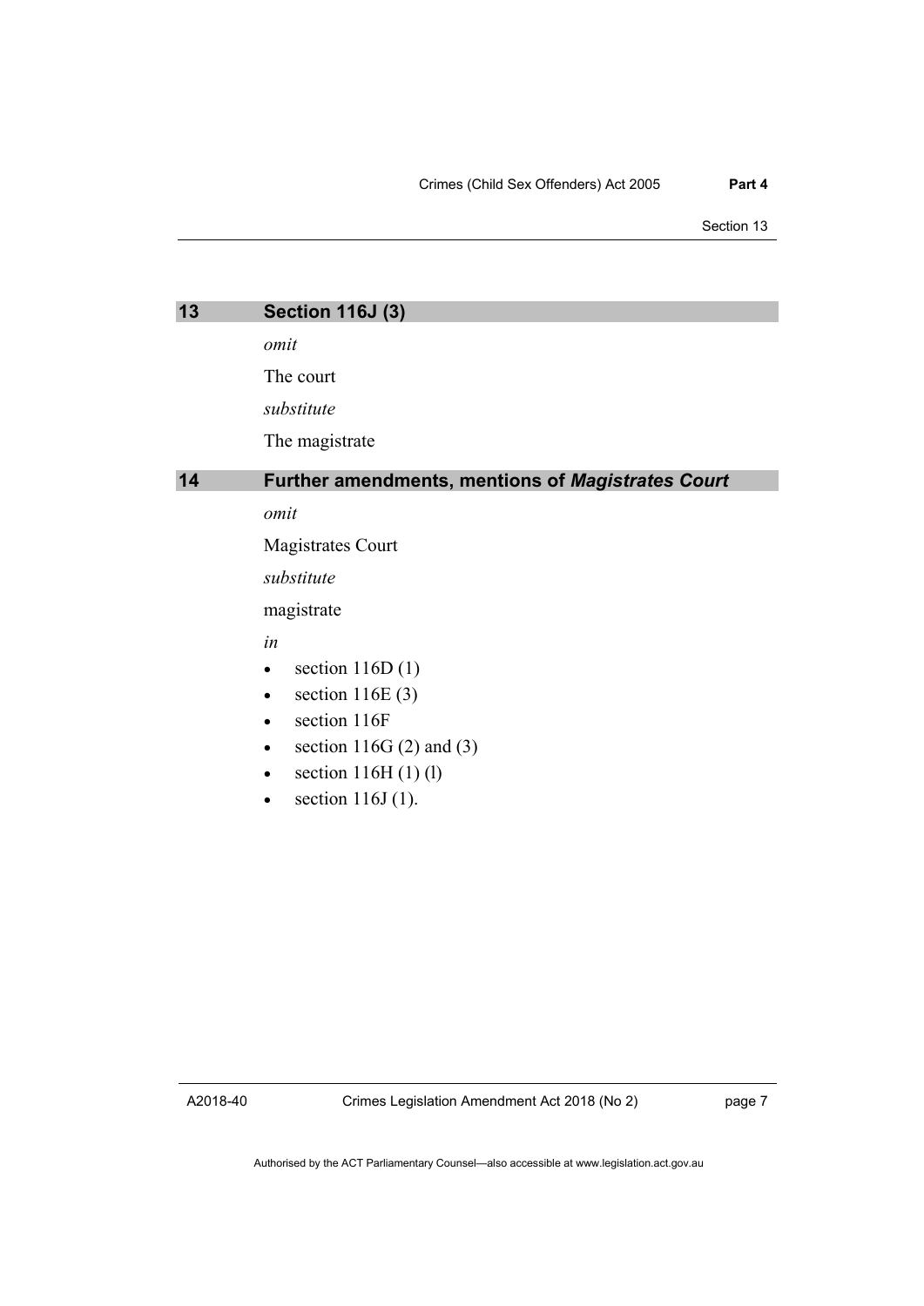## 13 Section 116J (3)

*omit*

The court

*substitute*

The magistrate

## 14 Further amendments, mentions of *Magistrates Court*

*omit*

Magistrates Court

*substitute*

magistrate

*in*

- section 116D (1)
- section 116E (3)
- section 116F
- section 116G (2) and (3)
- section 116H (1) (l)
- section 116J (1).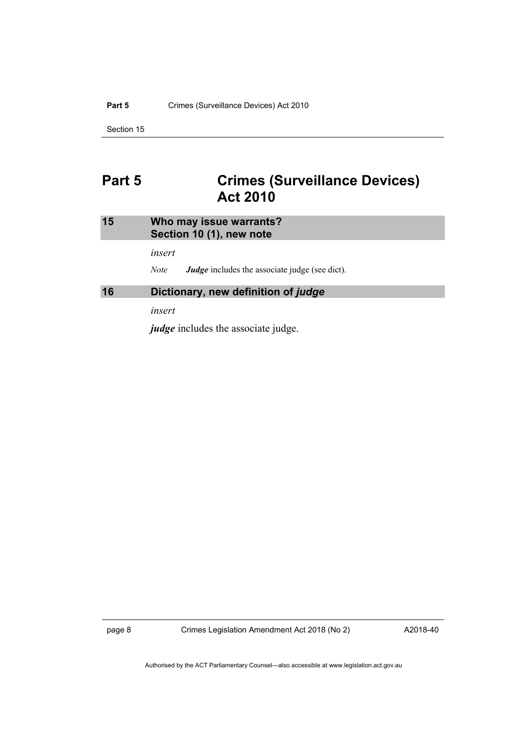# Part 5 Crimes (Surveillance Devices) Act 2010

## 15 Who may issue warrants? Section 10 (1), new note

*insert*

*Note* ***Judge*** includes the associate judge (see dict).

## 16 Dictionary, new definition of *judge*

*insert*

***judge*** includes the associate judge.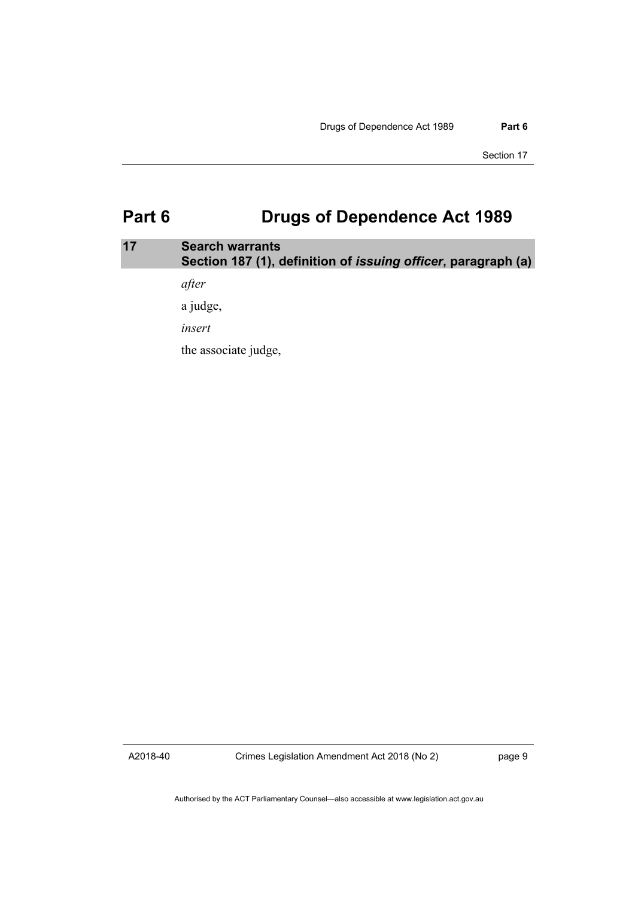# Part 6 Drugs of Dependence Act 1989

## 17 Search warrants
**Section 187 (1), definition of *issuing officer*, paragraph (a)**

*after*

a judge,

*insert*

the associate judge,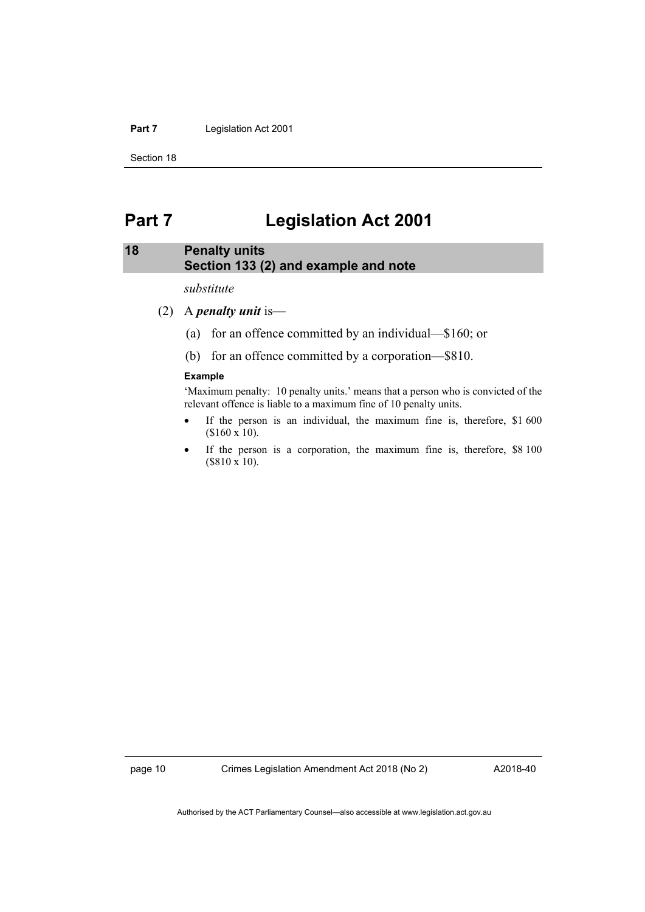# Part 7 Legislation Act 2001

## 18 Penalty units
## Section 133 (2) and example and note

*substitute*

(2) A ***penalty unit*** is—

(a) for an offence committed by an individual—\$160; or

(b) for an offence committed by a corporation—\$810.

**Example**

'Maximum penalty: 10 penalty units.' means that a person who is convicted of the relevant offence is liable to a maximum fine of 10 penalty units.

- If the person is an individual, the maximum fine is, therefore, \$1 600 (\$160 x 10).
- If the person is a corporation, the maximum fine is, therefore, \$8 100 (\$810 x 10).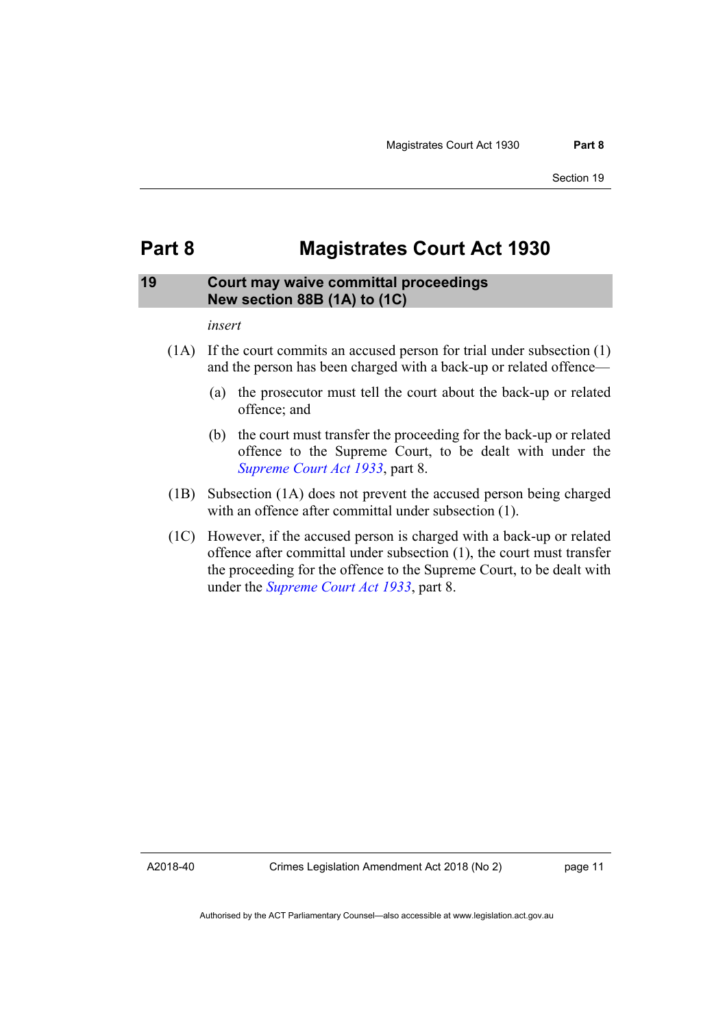# Part 8 Magistrates Court Act 1930

## 19 Court may waive committal proceedings New section 88B (1A) to (1C)

*insert*

(1A) If the court commits an accused person for trial under subsection (1) and the person has been charged with a back-up or related offence—

(a) the prosecutor must tell the court about the back-up or related offence; and

(b) the court must transfer the proceeding for the back-up or related offence to the Supreme Court, to be dealt with under the *Supreme Court Act 1933*, part 8.

(1B) Subsection (1A) does not prevent the accused person being charged with an offence after committal under subsection (1).

(1C) However, if the accused person is charged with a back-up or related offence after committal under subsection (1), the court must transfer the proceeding for the offence to the Supreme Court, to be dealt with under the *Supreme Court Act 1933*, part 8.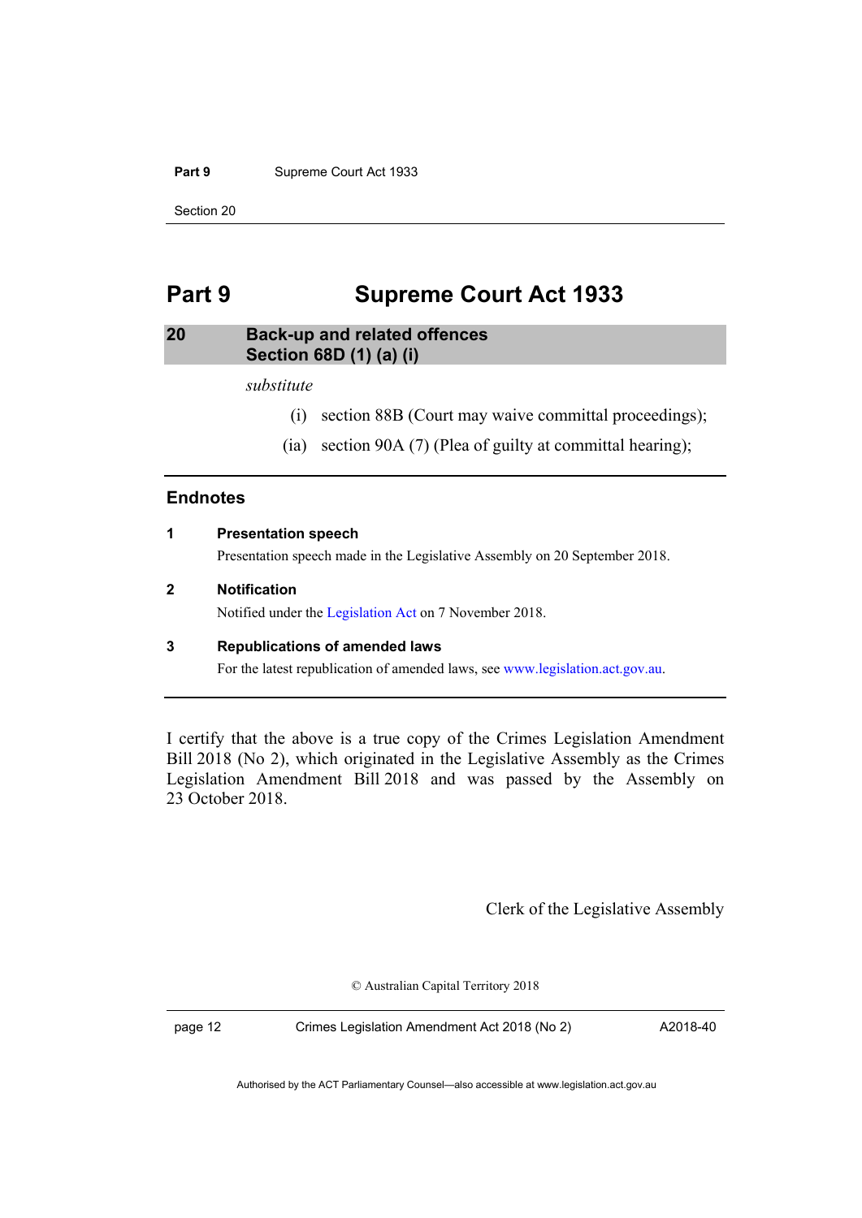# Part 9 Supreme Court Act 1933

## 20 Back-up and related offences Section 68D (1) (a) (i)

*substitute*

(i) section 88B (Court may waive committal proceedings);

(ia) section 90A (7) (Plea of guilty at committal hearing);

## Endnotes

### 1 Presentation speech

Presentation speech made in the Legislative Assembly on 20 September 2018.

### 2 Notification

Notified under the Legislation Act on 7 November 2018.

### 3 Republications of amended laws

For the latest republication of amended laws, see www.legislation.act.gov.au.

I certify that the above is a true copy of the Crimes Legislation Amendment Bill 2018 (No 2), which originated in the Legislative Assembly as the Crimes Legislation Amendment Bill 2018 and was passed by the Assembly on 23 October 2018.

Clerk of the Legislative Assembly

© Australian Capital Territory 2018